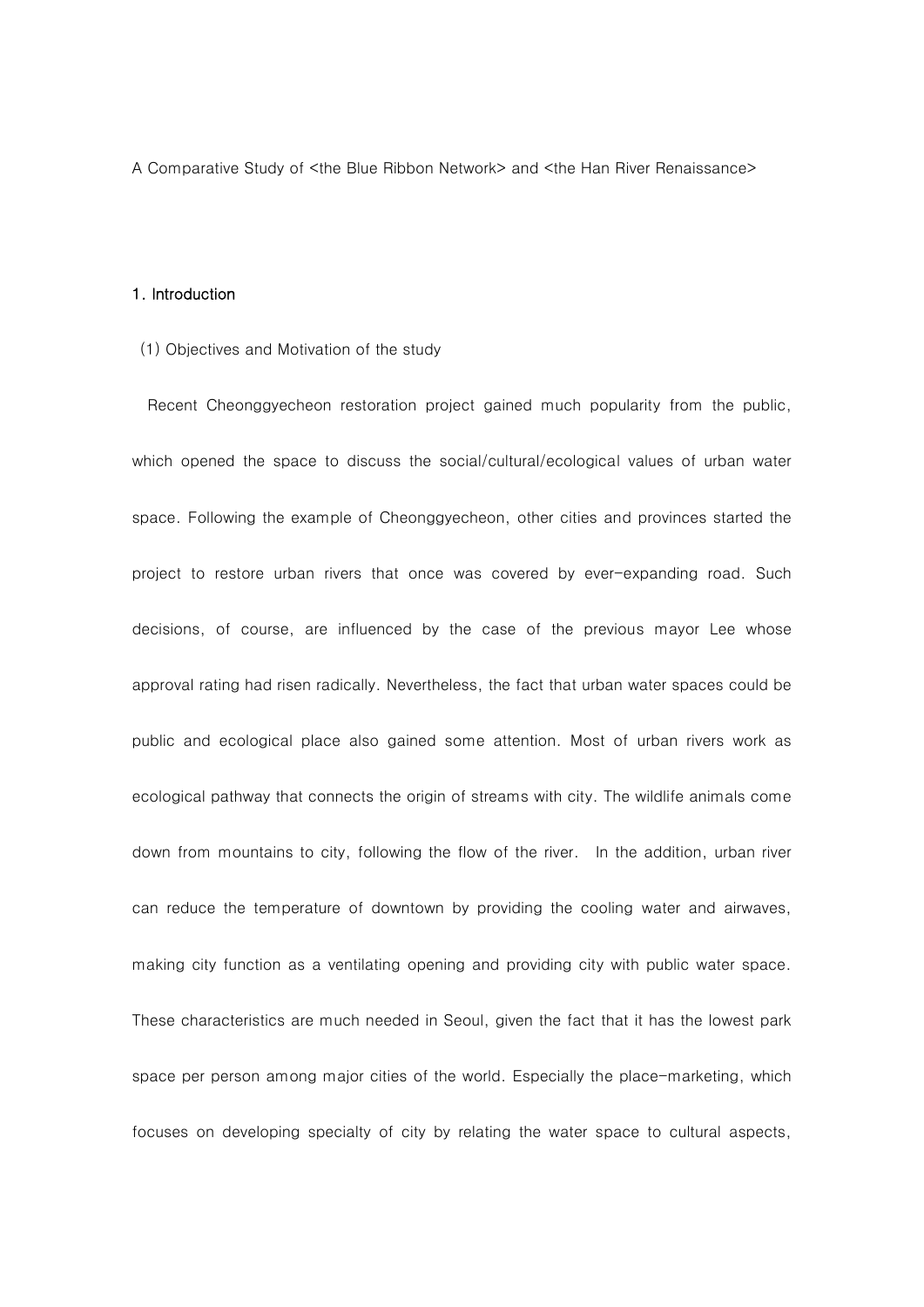A Comparative Study of <the Blue Ribbon Network> and <the Han River Renaissance>

## 1. Introduction

### (1) Objectives and Motivation of the study

Recent Cheonggyecheon restoration project gained much popularity from the public, which opened the space to discuss the social/cultural/ecological values of urban water space. Following the example of Cheonggyecheon, other cities and provinces started the project to restore urban rivers that once was covered by ever-expanding road. Such decisions, of course, are influenced by the case of the previous mayor Lee whose approval rating had risen radically. Nevertheless, the fact that urban water spaces could be public and ecological place also gained some attention. Most of urban rivers work as ecological pathway that connects the origin of streams with city. The wildlife animals come down from mountains to city, following the flow of the river. In the addition, urban river can reduce the temperature of downtown by providing the cooling water and airwaves, making city function as a ventilating opening and providing city with public water space. These characteristics are much needed in Seoul, given the fact that it has the lowest park space per person among major cities of the world. Especially the place-marketing, which focuses on developing specialty of city by relating the water space to cultural aspects,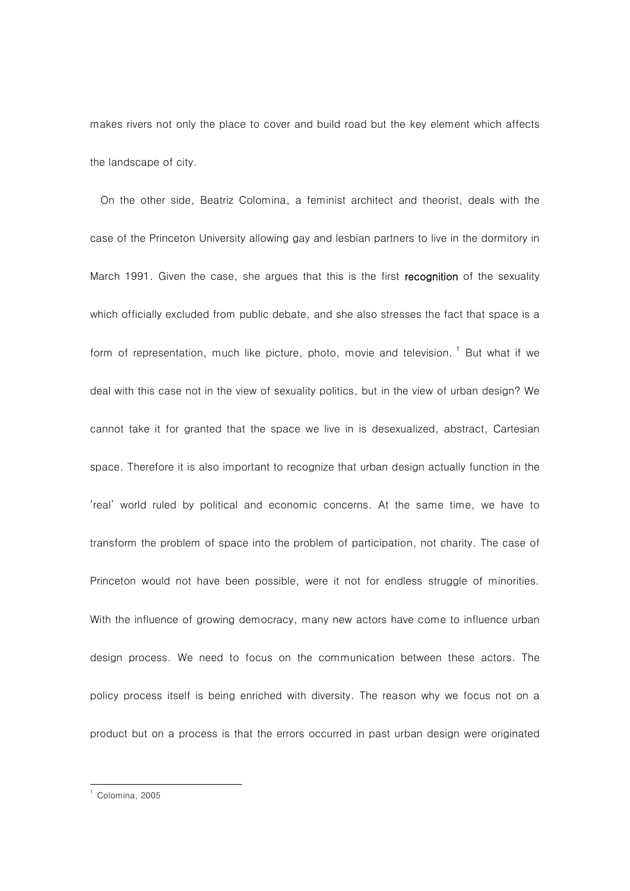makes rivers not only the place to cover and build road but the key element which affects the landscape of city.

On the other side, Beatriz Colomina, a feminist architect and theorist, deals with the case of the Princeton University allowing gay and lesbian partners to live in the dormitory in March 1991. Given the case, she argues that this is the first **recognition** of the sexuality which officially excluded from public debate, and she also stresses the fact that space is a form of representation, much like picture, photo, movie and television. [1] But what if we deal with this case not in the view of sexuality politics, but in the view of urban design? We cannot take it for granted that the space we live in is desexualized, abstract, Cartesian space. Therefore it is also important to recognize that urban design actually function in the 'real' world ruled by political and economic concerns. At the same time, we have to transform the problem of space into the problem of participation, not charity. The case of Princeton would not have been possible, were it not for endless struggle of minorities. With the influence of growing democracy, many new actors have come to influence urban design process. We need to focus on the communication between these actors. The policy process itself is being enriched with diversity. The reason why we focus not on a product but on a process is that the errors occurred in past urban design were originated

---

[1] Colomina, 2005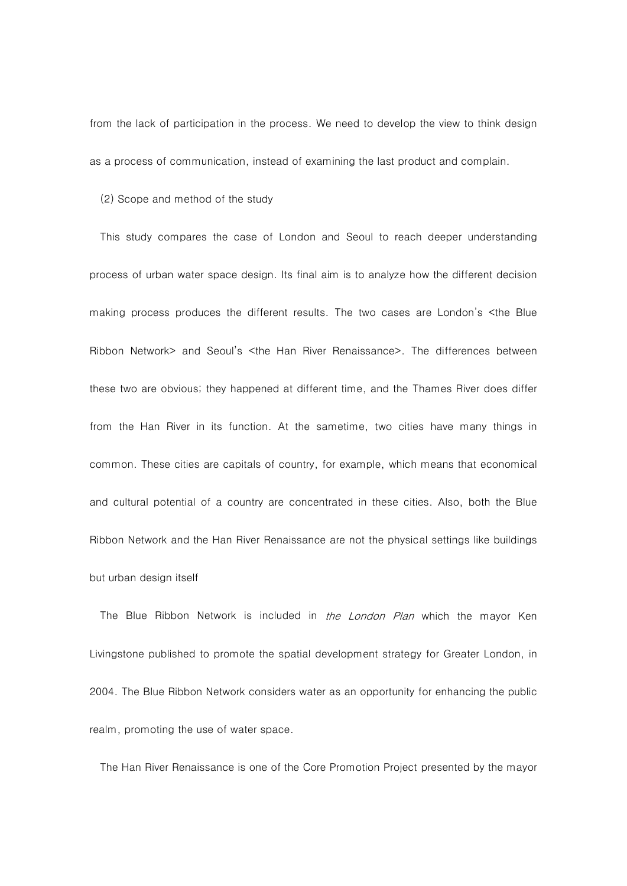from the lack of participation in the process. We need to develop the view to think design as a process of communication, instead of examining the last product and complain.

(2) Scope and method of the study

This study compares the case of London and Seoul to reach deeper understanding process of urban water space design. Its final aim is to analyze how the different decision making process produces the different results. The two cases are London's <the Blue Ribbon Network> and Seoul's <the Han River Renaissance>. The differences between these two are obvious; they happened at different time, and the Thames River does differ from the Han River in its function. At the sametime, two cities have many things in common. These cities are capitals of country, for example, which means that economical and cultural potential of a country are concentrated in these cities. Also, both the Blue Ribbon Network and the Han River Renaissance are not the physical settings like buildings but urban design itself

The Blue Ribbon Network is included in *the London Plan* which the mayor Ken Livingstone published to promote the spatial development strategy for Greater London, in 2004. The Blue Ribbon Network considers water as an opportunity for enhancing the public realm, promoting the use of water space.

The Han River Renaissance is one of the Core Promotion Project presented by the mayor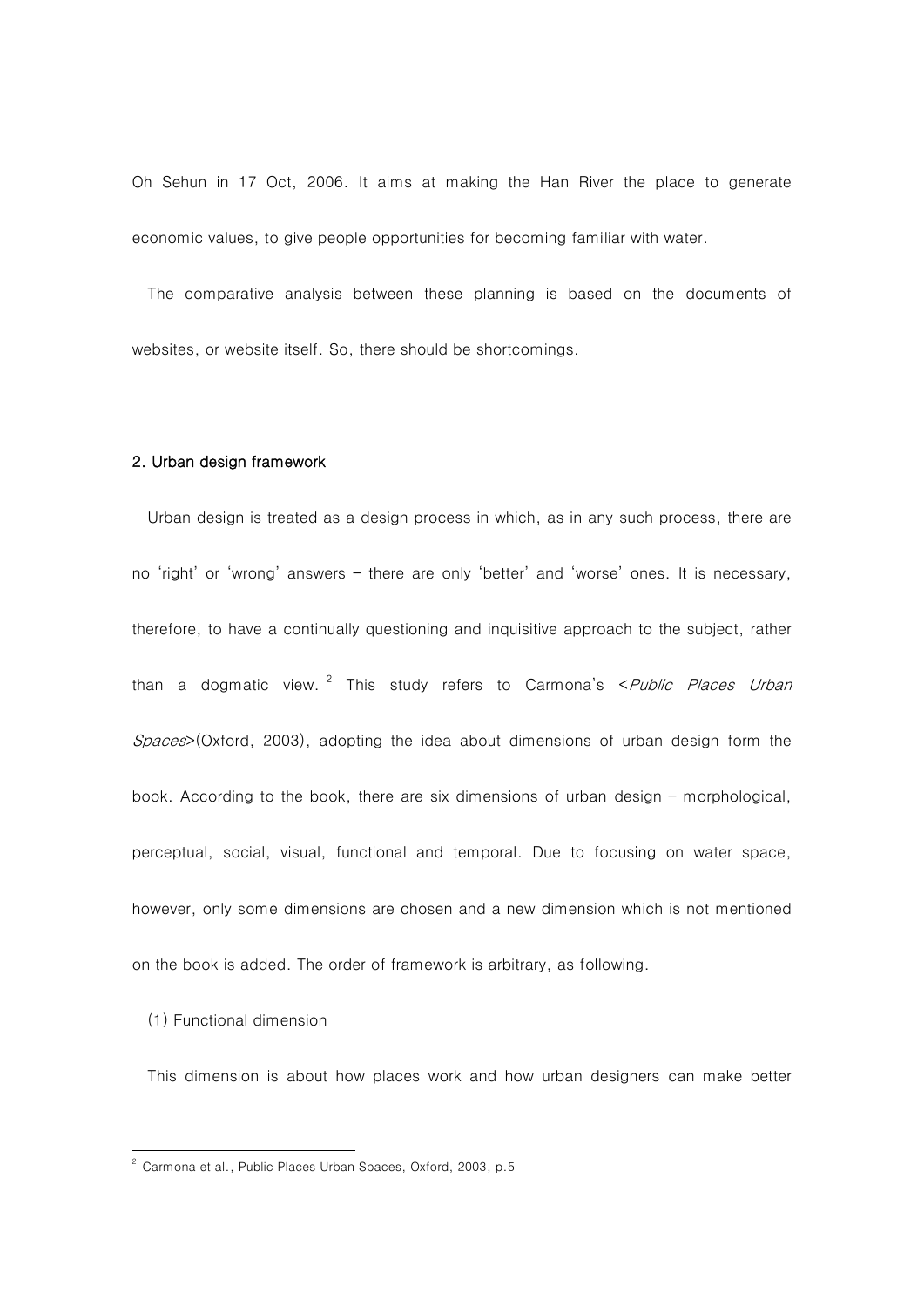Oh Sehun in 17 Oct, 2006. It aims at making the Han River the place to generate economic values, to give people opportunities for becoming familiar with water.

The comparative analysis between these planning is based on the documents of websites, or website itself. So, there should be shortcomings.

**2. Urban design framework**

Urban design is treated as a design process in which, as in any such process, there are no 'right' or 'wrong' answers – there are only 'better' and 'worse' ones. It is necessary, therefore, to have a continually questioning and inquisitive approach to the subject, rather than a dogmatic view.[2] This study refers to Carmona's <*Public Places Urban Spaces*>(Oxford, 2003), adopting the idea about dimensions of urban design form the book. According to the book, there are six dimensions of urban design – morphological, perceptual, social, visual, functional and temporal. Due to focusing on water space, however, only some dimensions are chosen and a new dimension which is not mentioned on the book is added. The order of framework is arbitrary, as following.

(1) Functional dimension

This dimension is about how places work and how urban designers can make better

---

[2] Carmona et al., Public Places Urban Spaces, Oxford, 2003, p.5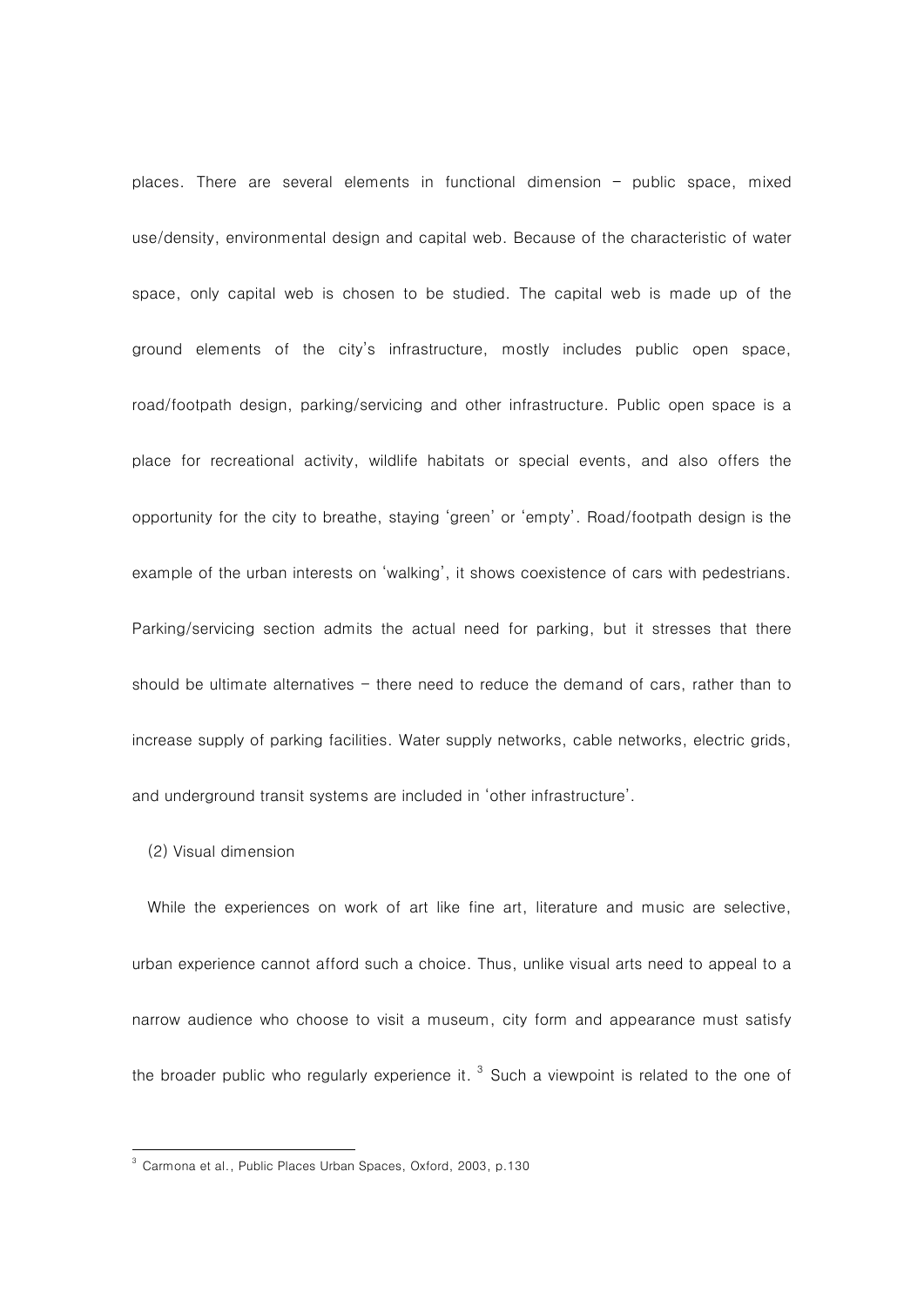places. There are several elements in functional dimension – public space, mixed use/density, environmental design and capital web. Because of the characteristic of water space, only capital web is chosen to be studied. The capital web is made up of the ground elements of the city's infrastructure, mostly includes public open space, road/footpath design, parking/servicing and other infrastructure. Public open space is a place for recreational activity, wildlife habitats or special events, and also offers the opportunity for the city to breathe, staying 'green' or 'empty'. Road/footpath design is the example of the urban interests on 'walking', it shows coexistence of cars with pedestrians. Parking/servicing section admits the actual need for parking, but it stresses that there should be ultimate alternatives – there need to reduce the demand of cars, rather than to increase supply of parking facilities. Water supply networks, cable networks, electric grids, and underground transit systems are included in 'other infrastructure'.

(2) Visual dimension

While the experiences on work of art like fine art, literature and music are selective, urban experience cannot afford such a choice. Thus, unlike visual arts need to appeal to a narrow audience who choose to visit a museum, city form and appearance must satisfy the broader public who regularly experience it. [3] Such a viewpoint is related to the one of

[3] Carmona et al., Public Places Urban Spaces, Oxford, 2003, p.130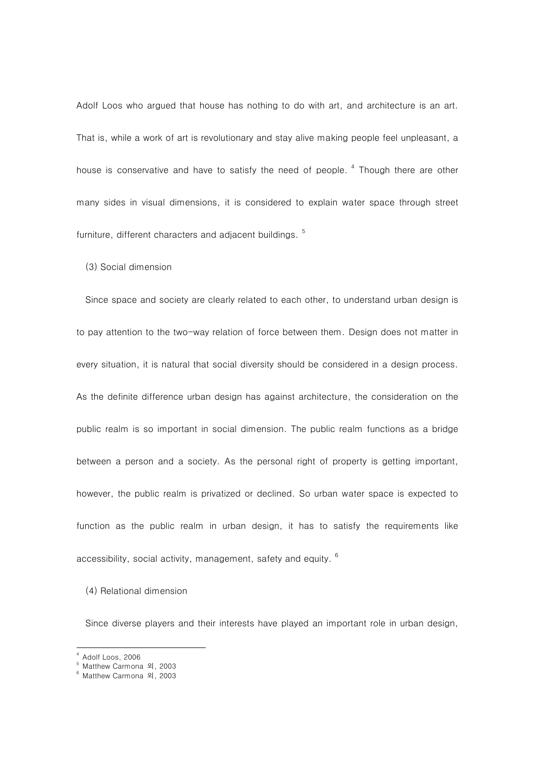Adolf Loos who argued that house has nothing to do with art, and architecture is an art. That is, while a work of art is revolutionary and stay alive making people feel unpleasant, a house is conservative and have to satisfy the need of people. [4] Though there are other many sides in visual dimensions, it is considered to explain water space through street furniture, different characters and adjacent buildings. [5]

(3) Social dimension

Since space and society are clearly related to each other, to understand urban design is to pay attention to the two-way relation of force between them. Design does not matter in every situation, it is natural that social diversity should be considered in a design process. As the definite difference urban design has against architecture, the consideration on the public realm is so important in social dimension. The public realm functions as a bridge between a person and a society. As the personal right of property is getting important, however, the public realm is privatized or declined. So urban water space is expected to function as the public realm in urban design, it has to satisfy the requirements like accessibility, social activity, management, safety and equity. [6]

(4) Relational dimension

Since diverse players and their interests have played an important role in urban design,

---

[4] Adolf Loos, 2006

[5] Matthew Carmona 외, 2003

[6] Matthew Carmona 외, 2003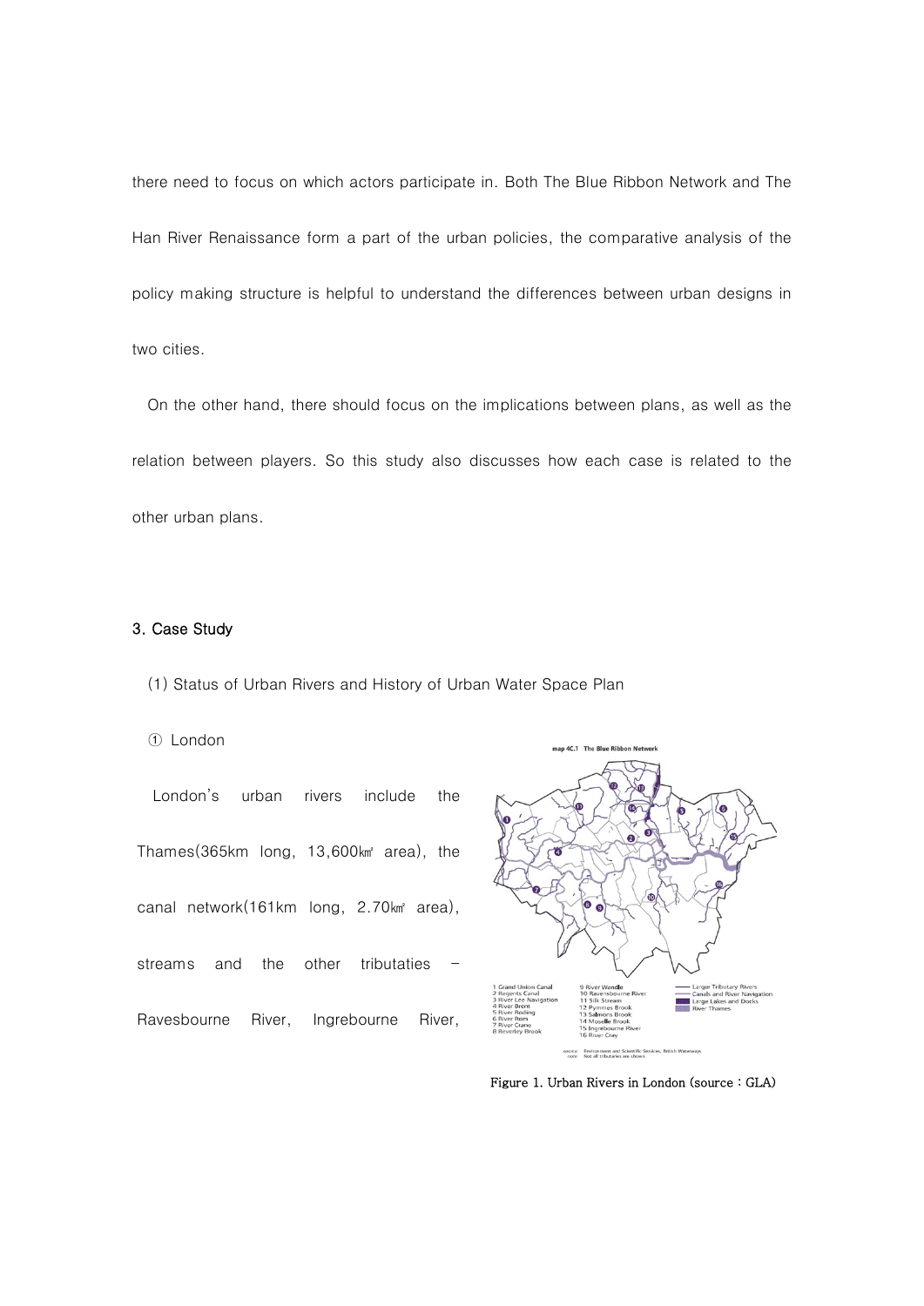there need to focus on which actors participate in. Both The Blue Ribbon Network and The Han River Renaissance form a part of the urban policies, the comparative analysis of the policy making structure is helpful to understand the differences between urban designs in two cities.

On the other hand, there should focus on the implications between plans, as well as the relation between players. So this study also discusses how each case is related to the other urban plans.

### 3. Case Study

(1) Status of Urban Rivers and History of Urban Water Space Plan

① London

London's urban rivers include the Thames(365km long, 13,600㎢ area), the canal network(161km long, 2.70㎢ area), streams and the other tributaties – Ravesbourne River, Ingrebourne River,

Figure 1. Urban Rivers in London (source : GLA)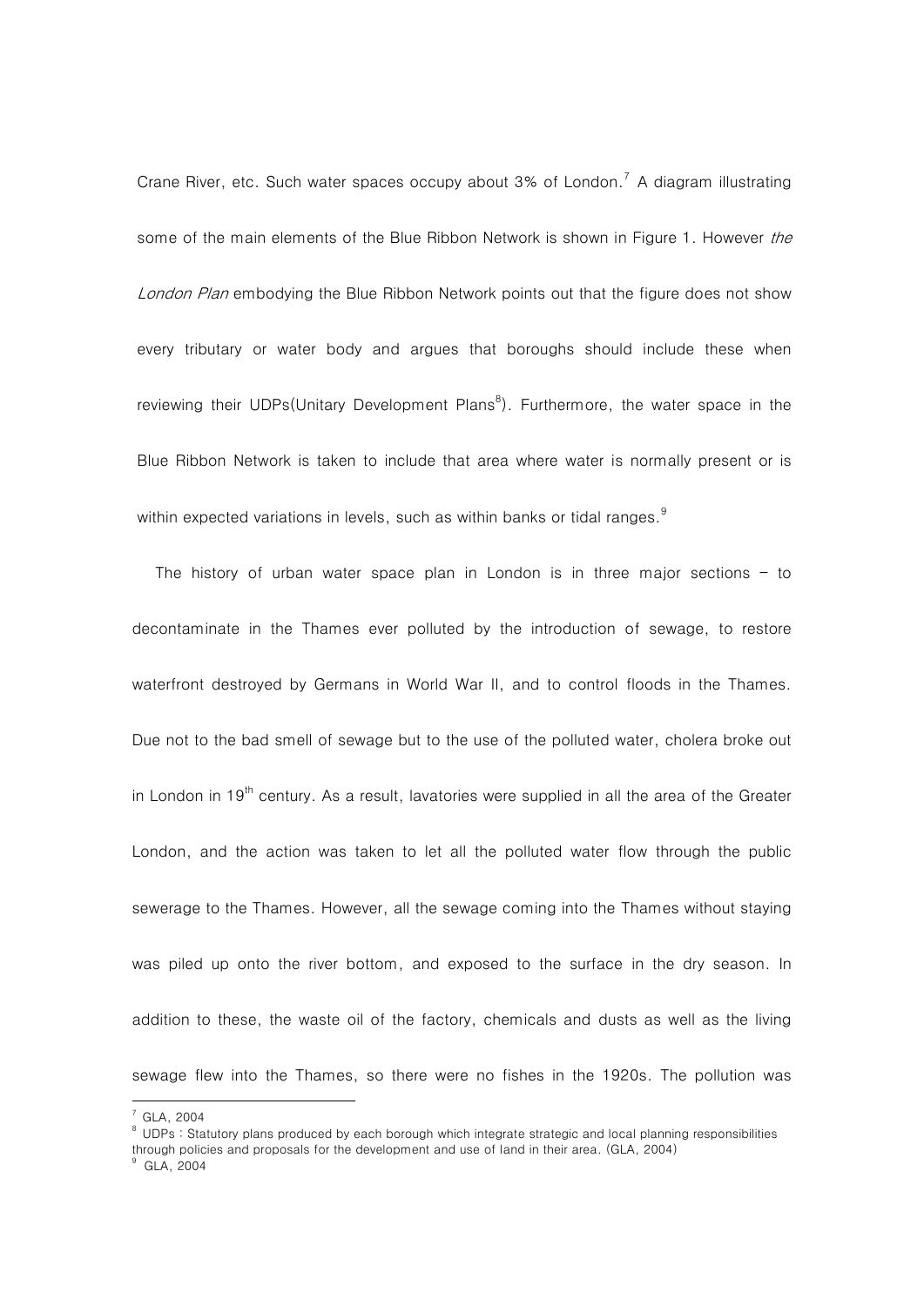Crane River, etc. Such water spaces occupy about 3% of London.[7] A diagram illustrating some of the main elements of the Blue Ribbon Network is shown in Figure 1. However *the London Plan* embodying the Blue Ribbon Network points out that the figure does not show every tributary or water body and argues that boroughs should include these when reviewing their UDPs(Unitary Development Plans[8]). Furthermore, the water space in the Blue Ribbon Network is taken to include that area where water is normally present or is within expected variations in levels, such as within banks or tidal ranges.[9]

The history of urban water space plan in London is in three major sections – to decontaminate in the Thames ever polluted by the introduction of sewage, to restore waterfront destroyed by Germans in World War II, and to control floods in the Thames. Due not to the bad smell of sewage but to the use of the polluted water, cholera broke out in London in 19th century. As a result, lavatories were supplied in all the area of the Greater London, and the action was taken to let all the polluted water flow through the public sewerage to the Thames. However, all the sewage coming into the Thames without staying was piled up onto the river bottom, and exposed to the surface in the dry season. In addition to these, the waste oil of the factory, chemicals and dusts as well as the living sewage flew into the Thames, so there were no fishes in the 1920s. The pollution was

---

[7] GLA, 2004

[8] UDPs : Statutory plans produced by each borough which integrate strategic and local planning responsibilities through policies and proposals for the development and use of land in their area. (GLA, 2004)

[9] GLA, 2004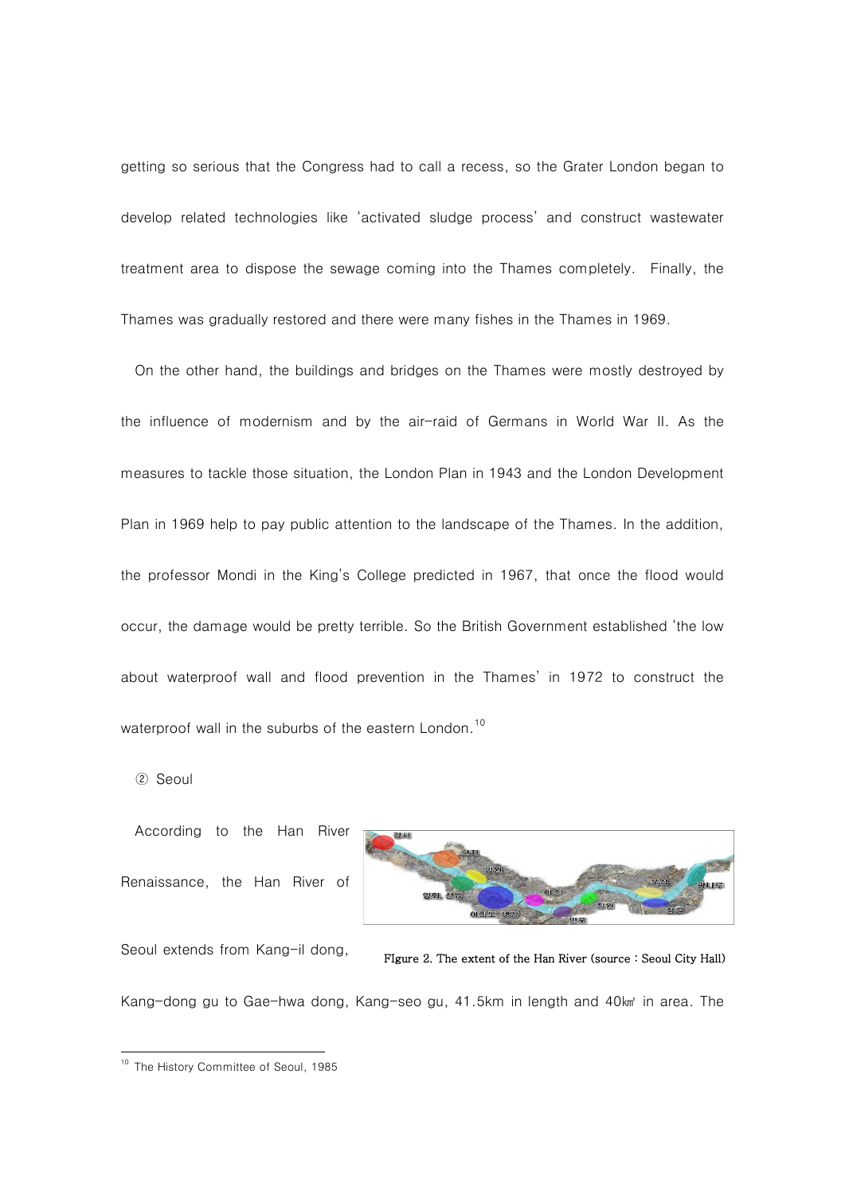getting so serious that the Congress had to call a recess, so the Grater London began to develop related technologies like 'activated sludge process' and construct wastewater treatment area to dispose the sewage coming into the Thames completely. Finally, the Thames was gradually restored and there were many fishes in the Thames in 1969.

On the other hand, the buildings and bridges on the Thames were mostly destroyed by the influence of modernism and by the air-raid of Germans in World War II. As the measures to tackle those situation, the London Plan in 1943 and the London Development Plan in 1969 help to pay public attention to the landscape of the Thames. In the addition, the professor Mondi in the King's College predicted in 1967, that once the flood would occur, the damage would be pretty terrible. So the British Government established 'the low about waterproof wall and flood prevention in the Thames' in 1972 to construct the waterproof wall in the suburbs of the eastern London.[10]

② Seoul

According to the Han River Renaissance, the Han River of Seoul extends from Kang-il dong, Kang-dong gu to Gae-hwa dong, Kang-seo gu, 41.5km in length and 40㎢ in area. The

FIgure 2. The extent of the Han River (source : Seoul City Hall)

[10] The History Committee of Seoul, 1985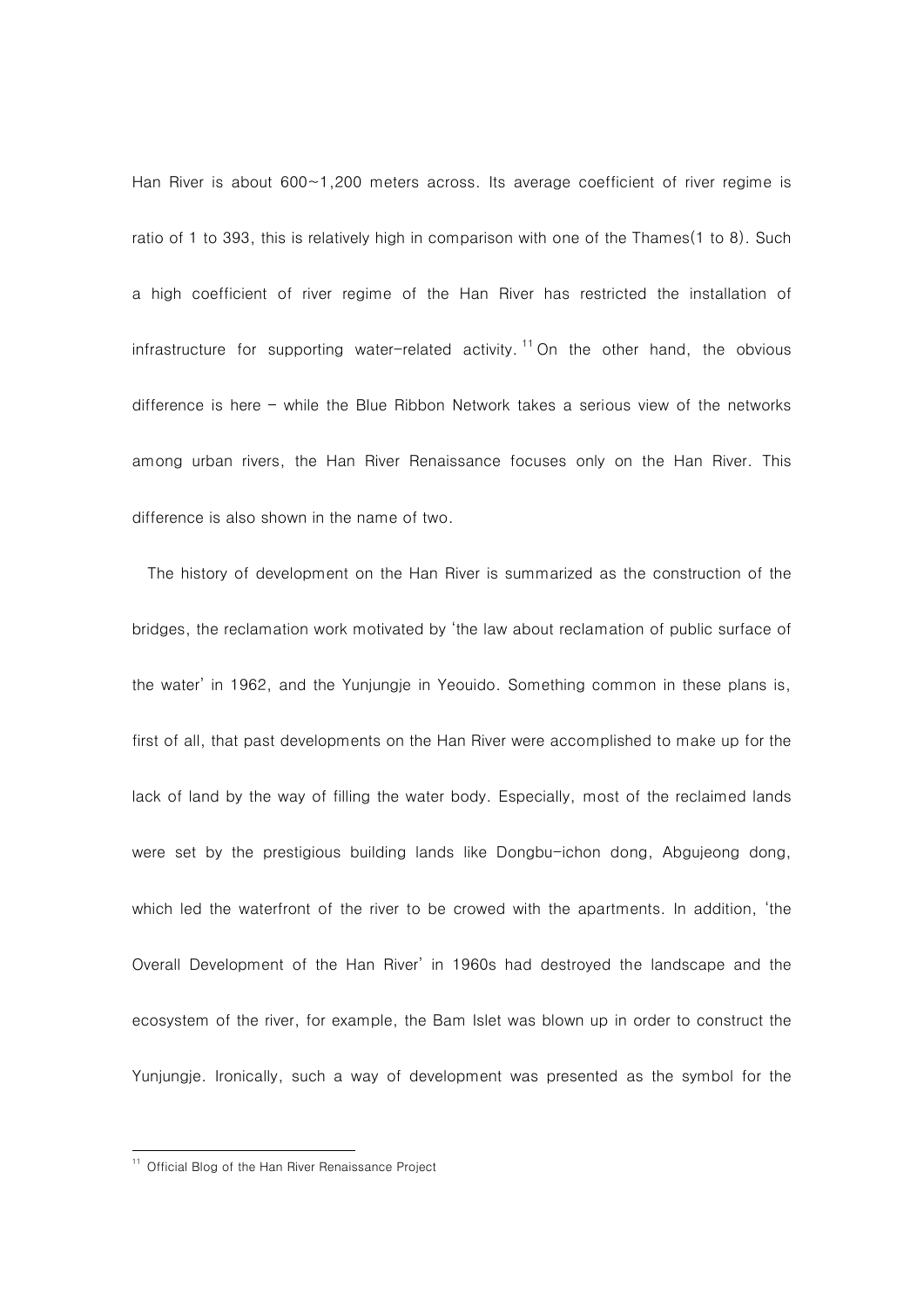Han River is about 600~1,200 meters across. Its average coefficient of river regime is ratio of 1 to 393, this is relatively high in comparison with one of the Thames(1 to 8). Such a high coefficient of river regime of the Han River has restricted the installation of infrastructure for supporting water-related activity.[11] On the other hand, the obvious difference is here – while the Blue Ribbon Network takes a serious view of the networks among urban rivers, the Han River Renaissance focuses only on the Han River. This difference is also shown in the name of two.

The history of development on the Han River is summarized as the construction of the bridges, the reclamation work motivated by 'the law about reclamation of public surface of the water' in 1962, and the Yunjungje in Yeouido. Something common in these plans is, first of all, that past developments on the Han River were accomplished to make up for the lack of land by the way of filling the water body. Especially, most of the reclaimed lands were set by the prestigious building lands like Dongbu-ichon dong, Abgujeong dong, which led the waterfront of the river to be crowed with the apartments. In addition, 'the Overall Development of the Han River' in 1960s had destroyed the landscape and the ecosystem of the river, for example, the Bam Islet was blown up in order to construct the Yunjungje. Ironically, such a way of development was presented as the symbol for the

[11] Official Blog of the Han River Renaissance Project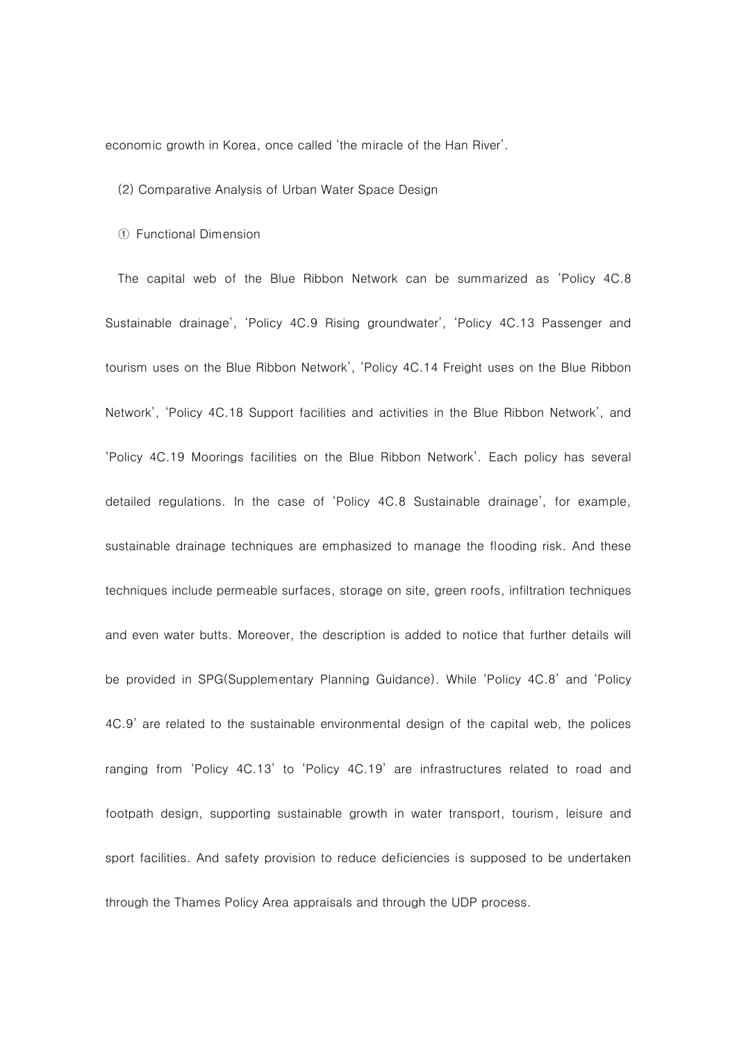economic growth in Korea, once called 'the miracle of the Han River'.

(2) Comparative Analysis of Urban Water Space Design

① Functional Dimension

The capital web of the Blue Ribbon Network can be summarized as 'Policy 4C.8 Sustainable drainage', 'Policy 4C.9 Rising groundwater', 'Policy 4C.13 Passenger and tourism uses on the Blue Ribbon Network', 'Policy 4C.14 Freight uses on the Blue Ribbon Network', 'Policy 4C.18 Support facilities and activities in the Blue Ribbon Network', and 'Policy 4C.19 Moorings facilities on the Blue Ribbon Network'. Each policy has several detailed regulations. In the case of 'Policy 4C.8 Sustainable drainage', for example, sustainable drainage techniques are emphasized to manage the flooding risk. And these techniques include permeable surfaces, storage on site, green roofs, infiltration techniques and even water butts. Moreover, the description is added to notice that further details will be provided in SPG(Supplementary Planning Guidance). While 'Policy 4C.8' and 'Policy 4C.9' are related to the sustainable environmental design of the capital web, the polices ranging from 'Policy 4C.13' to 'Policy 4C.19' are infrastructures related to road and footpath design, supporting sustainable growth in water transport, tourism, leisure and sport facilities. And safety provision to reduce deficiencies is supposed to be undertaken through the Thames Policy Area appraisals and through the UDP process.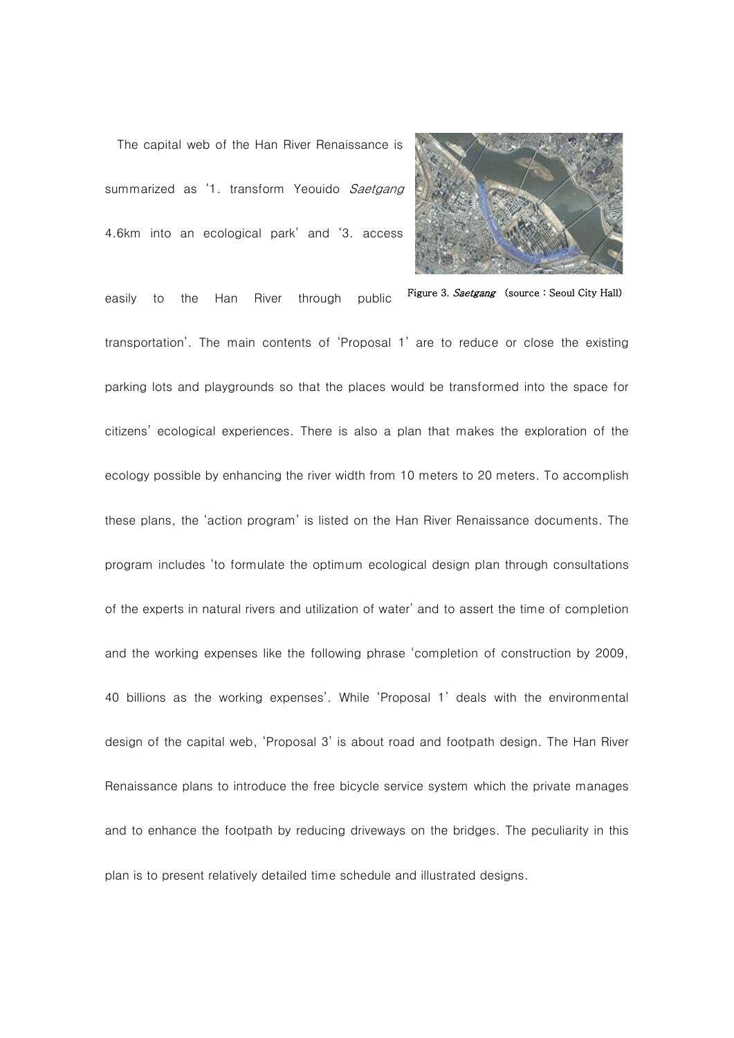The capital web of the Han River Renaissance is summarized as '1. transform Yeouido *Saetgang* 4.6km into an ecological park' and '3. access easily to the Han River through public transportation'. The main contents of 'Proposal 1' are to reduce or close the existing parking lots and playgrounds so that the places would be transformed into the space for citizens' ecological experiences. There is also a plan that makes the exploration of the ecology possible by enhancing the river width from 10 meters to 20 meters. To accomplish these plans, the 'action program' is listed on the Han River Renaissance documents. The program includes 'to formulate the optimum ecological design plan through consultations of the experts in natural rivers and utilization of water' and to assert the time of completion and the working expenses like the following phrase 'completion of construction by 2009, 40 billions as the working expenses'. While 'Proposal 1' deals with the environmental design of the capital web, 'Proposal 3' is about road and footpath design. The Han River Renaissance plans to introduce the free bicycle service system which the private manages and to enhance the footpath by reducing driveways on the bridges. The peculiarity in this plan is to present relatively detailed time schedule and illustrated designs.

Figure 3. *Saetgang* (source : Seoul City Hall)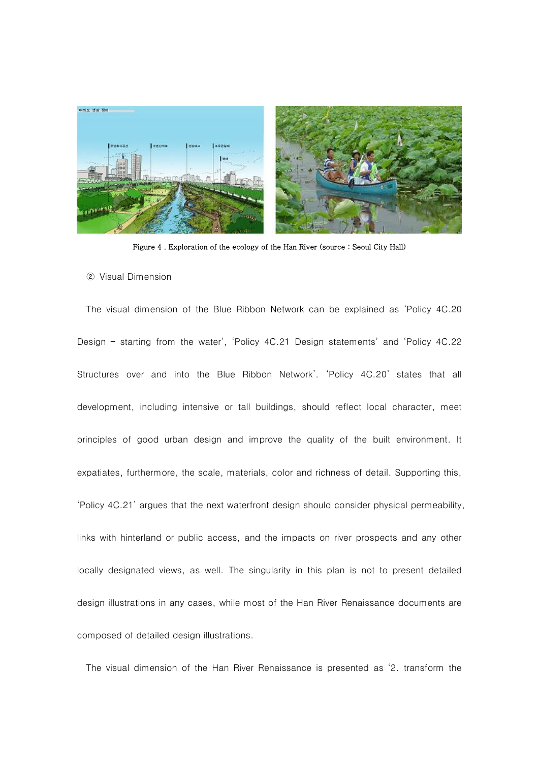Figure 4 . Exploration of the ecology of the Han River (source : Seoul City Hall)

② Visual Dimension

The visual dimension of the Blue Ribbon Network can be explained as ‘Policy 4C.20 Design – starting from the water’, ‘Policy 4C.21 Design statements’ and ‘Policy 4C.22 Structures over and into the Blue Ribbon Network’. ‘Policy 4C.20’ states that all development, including intensive or tall buildings, should reflect local character, meet principles of good urban design and improve the quality of the built environment. It expatiates, furthermore, the scale, materials, color and richness of detail. Supporting this, ‘Policy 4C.21’ argues that the next waterfront design should consider physical permeability, links with hinterland or public access, and the impacts on river prospects and any other locally designated views, as well. The singularity in this plan is not to present detailed design illustrations in any cases, while most of the Han River Renaissance documents are composed of detailed design illustrations.

The visual dimension of the Han River Renaissance is presented as ‘2. transform the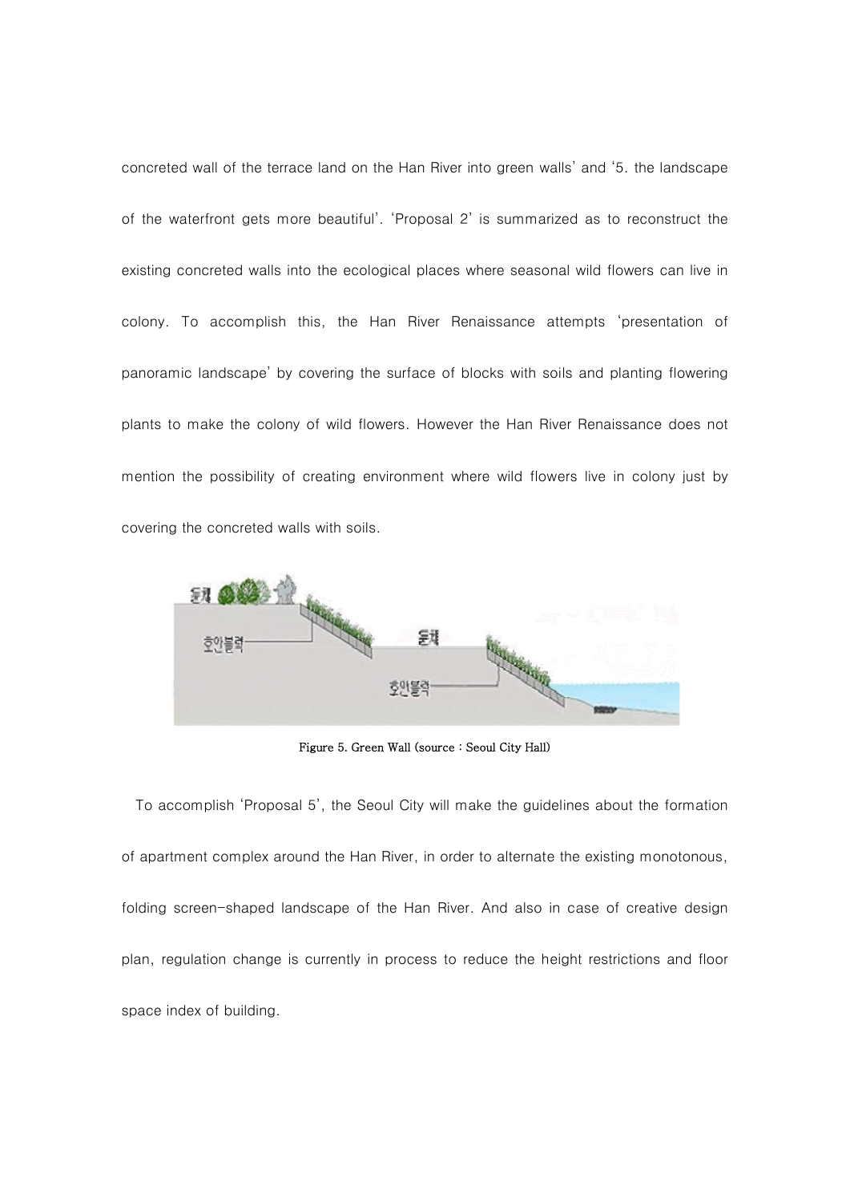concreted wall of the terrace land on the Han River into green walls' and '5. the landscape of the waterfront gets more beautiful'. 'Proposal 2' is summarized as to reconstruct the existing concreted walls into the ecological places where seasonal wild flowers can live in colony. To accomplish this, the Han River Renaissance attempts 'presentation of panoramic landscape' by covering the surface of blocks with soils and planting flowering plants to make the colony of wild flowers. However the Han River Renaissance does not mention the possibility of creating environment where wild flowers live in colony just by covering the concreted walls with soils.

Figure 5. Green Wall (source : Seoul City Hall)

To accomplish 'Proposal 5', the Seoul City will make the guidelines about the formation of apartment complex around the Han River, in order to alternate the existing monotonous, folding screen-shaped landscape of the Han River. And also in case of creative design plan, regulation change is currently in process to reduce the height restrictions and floor space index of building.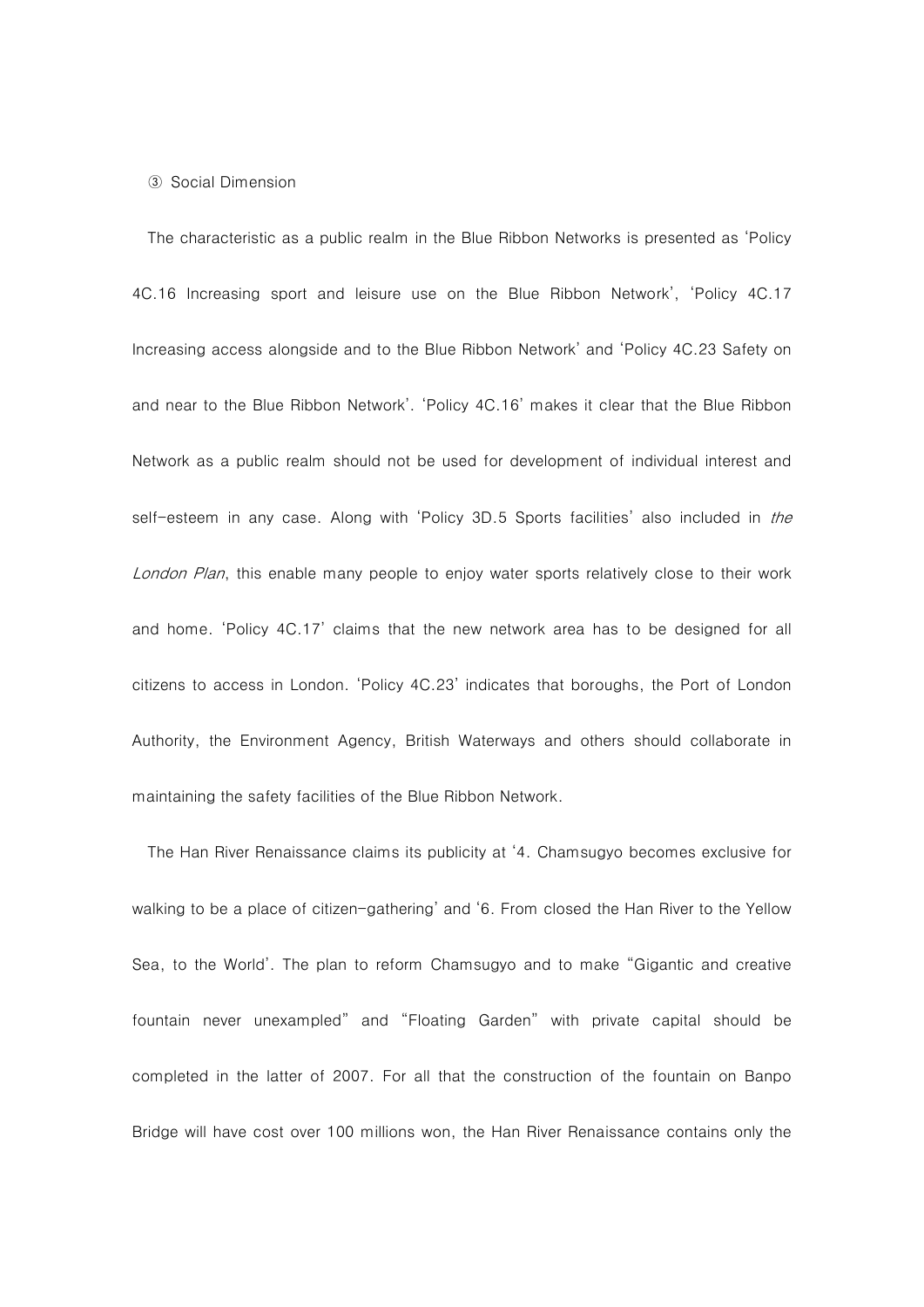③ Social Dimension

The characteristic as a public realm in the Blue Ribbon Networks is presented as 'Policy 4C.16 Increasing sport and leisure use on the Blue Ribbon Network', 'Policy 4C.17 Increasing access alongside and to the Blue Ribbon Network' and 'Policy 4C.23 Safety on and near to the Blue Ribbon Network'. 'Policy 4C.16' makes it clear that the Blue Ribbon Network as a public realm should not be used for development of individual interest and self-esteem in any case. Along with 'Policy 3D.5 Sports facilities' also included in *the London Plan*, this enable many people to enjoy water sports relatively close to their work and home. 'Policy 4C.17' claims that the new network area has to be designed for all citizens to access in London. 'Policy 4C.23' indicates that boroughs, the Port of London Authority, the Environment Agency, British Waterways and others should collaborate in maintaining the safety facilities of the Blue Ribbon Network.

The Han River Renaissance claims its publicity at '4. Chamsugyo becomes exclusive for walking to be a place of citizen-gathering' and '6. From closed the Han River to the Yellow Sea, to the World'. The plan to reform Chamsugyo and to make "Gigantic and creative fountain never unexampled" and "Floating Garden" with private capital should be completed in the latter of 2007. For all that the construction of the fountain on Banpo Bridge will have cost over 100 millions won, the Han River Renaissance contains only the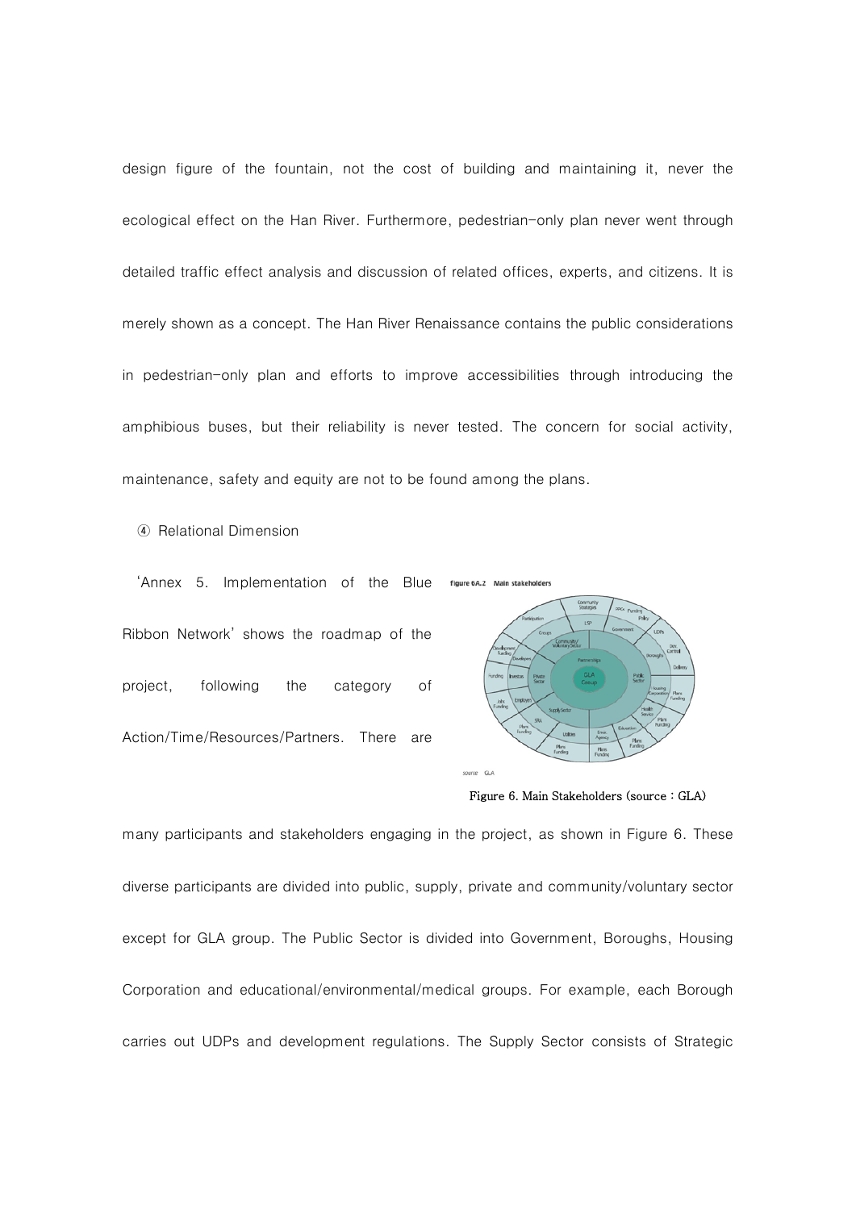design figure of the fountain, not the cost of building and maintaining it, never the ecological effect on the Han River. Furthermore, pedestrian-only plan never went through detailed traffic effect analysis and discussion of related offices, experts, and citizens. It is merely shown as a concept. The Han River Renaissance contains the public considerations in pedestrian-only plan and efforts to improve accessibilities through introducing the amphibious buses, but their reliability is never tested. The concern for social activity, maintenance, safety and equity are not to be found among the plans.

④ Relational Dimension

'Annex 5. Implementation of the Blue Ribbon Network' shows the roadmap of the project, following the category of Action/Time/Resources/Partners. There are many participants and stakeholders engaging in the project, as shown in Figure 6. These diverse participants are divided into public, supply, private and community/voluntary sector except for GLA group. The Public Sector is divided into Government, Boroughs, Housing Corporation and educational/environmental/medical groups. For example, each Borough carries out UDPs and development regulations. The Supply Sector consists of Strategic

Figure 6. Main Stakeholders (source : GLA)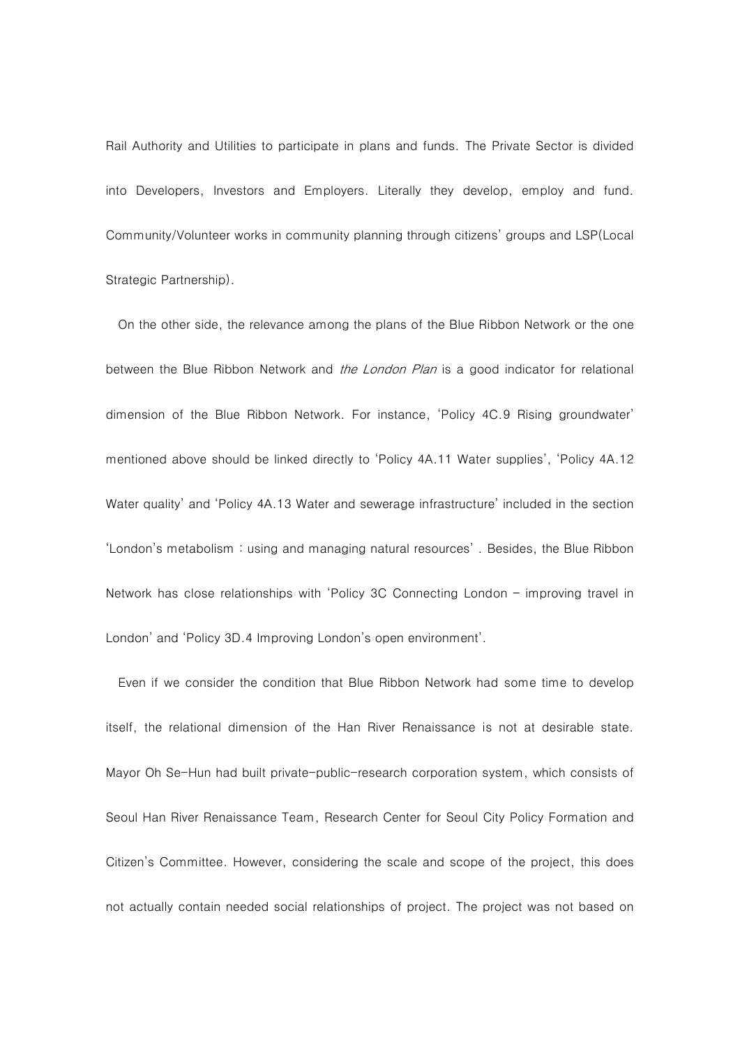Rail Authority and Utilities to participate in plans and funds. The Private Sector is divided into Developers, Investors and Employers. Literally they develop, employ and fund. Community/Volunteer works in community planning through citizens' groups and LSP(Local Strategic Partnership).

On the other side, the relevance among the plans of the Blue Ribbon Network or the one between the Blue Ribbon Network and *the London Plan* is a good indicator for relational dimension of the Blue Ribbon Network. For instance, 'Policy 4C.9 Rising groundwater' mentioned above should be linked directly to 'Policy 4A.11 Water supplies', 'Policy 4A.12 Water quality' and 'Policy 4A.13 Water and sewerage infrastructure' included in the section 'London's metabolism : using and managing natural resources' . Besides, the Blue Ribbon Network has close relationships with 'Policy 3C Connecting London – improving travel in London' and 'Policy 3D.4 Improving London's open environment'.

Even if we consider the condition that Blue Ribbon Network had some time to develop itself, the relational dimension of the Han River Renaissance is not at desirable state. Mayor Oh Se-Hun had built private-public-research corporation system, which consists of Seoul Han River Renaissance Team, Research Center for Seoul City Policy Formation and Citizen's Committee. However, considering the scale and scope of the project, this does not actually contain needed social relationships of project. The project was not based on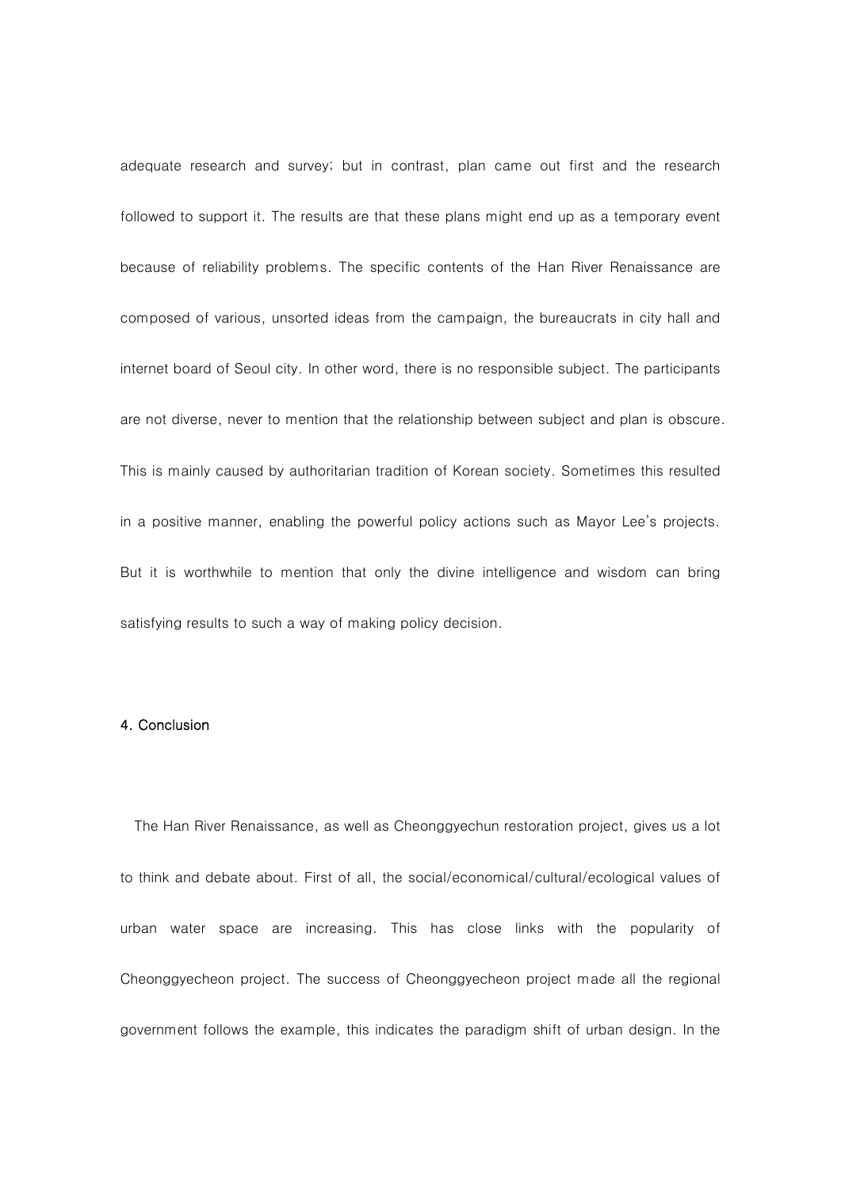adequate research and survey; but in contrast, plan came out first and the research followed to support it. The results are that these plans might end up as a temporary event because of reliability problems. The specific contents of the Han River Renaissance are composed of various, unsorted ideas from the campaign, the bureaucrats in city hall and internet board of Seoul city. In other word, there is no responsible subject. The participants are not diverse, never to mention that the relationship between subject and plan is obscure. This is mainly caused by authoritarian tradition of Korean society. Sometimes this resulted in a positive manner, enabling the powerful policy actions such as Mayor Lee's projects. But it is worthwhile to mention that only the divine intelligence and wisdom can bring satisfying results to such a way of making policy decision.

## 4. Conclusion

The Han River Renaissance, as well as Cheonggyechun restoration project, gives us a lot to think and debate about. First of all, the social/economical/cultural/ecological values of urban water space are increasing. This has close links with the popularity of Cheonggyecheon project. The success of Cheonggyecheon project made all the regional government follows the example, this indicates the paradigm shift of urban design. In the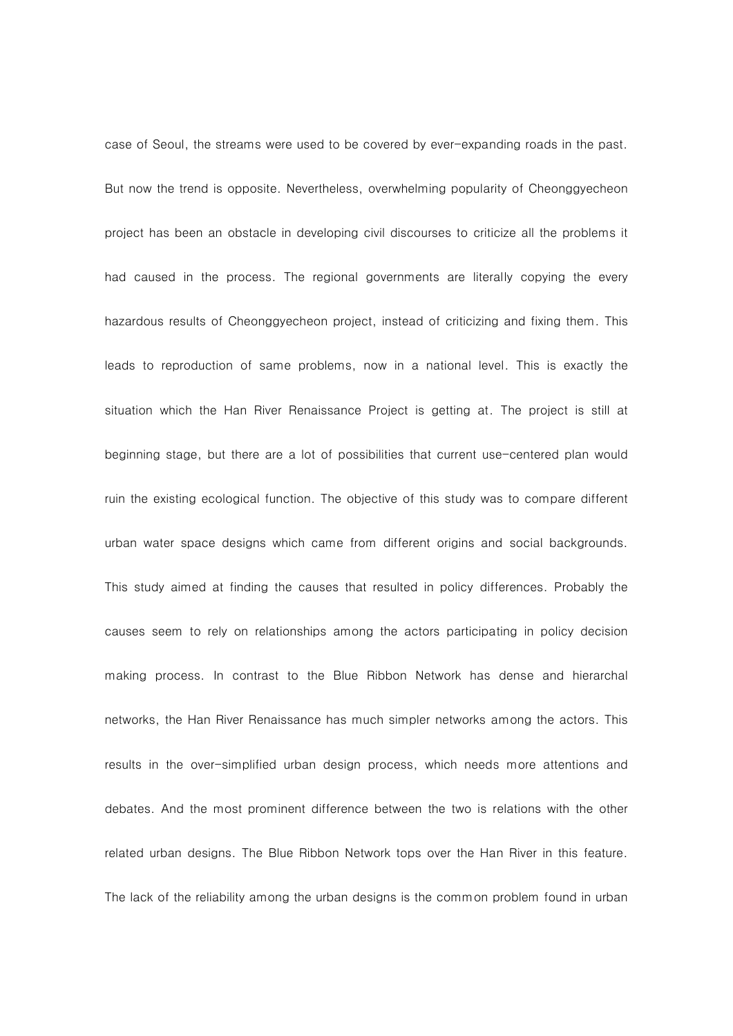case of Seoul, the streams were used to be covered by ever-expanding roads in the past. But now the trend is opposite. Nevertheless, overwhelming popularity of Cheonggyecheon project has been an obstacle in developing civil discourses to criticize all the problems it had caused in the process. The regional governments are literally copying the every hazardous results of Cheonggyecheon project, instead of criticizing and fixing them. This leads to reproduction of same problems, now in a national level. This is exactly the situation which the Han River Renaissance Project is getting at. The project is still at beginning stage, but there are a lot of possibilities that current use-centered plan would ruin the existing ecological function. The objective of this study was to compare different urban water space designs which came from different origins and social backgrounds. This study aimed at finding the causes that resulted in policy differences. Probably the causes seem to rely on relationships among the actors participating in policy decision making process. In contrast to the Blue Ribbon Network has dense and hierarchal networks, the Han River Renaissance has much simpler networks among the actors. This results in the over-simplified urban design process, which needs more attentions and debates. And the most prominent difference between the two is relations with the other related urban designs. The Blue Ribbon Network tops over the Han River in this feature. The lack of the reliability among the urban designs is the common problem found in urban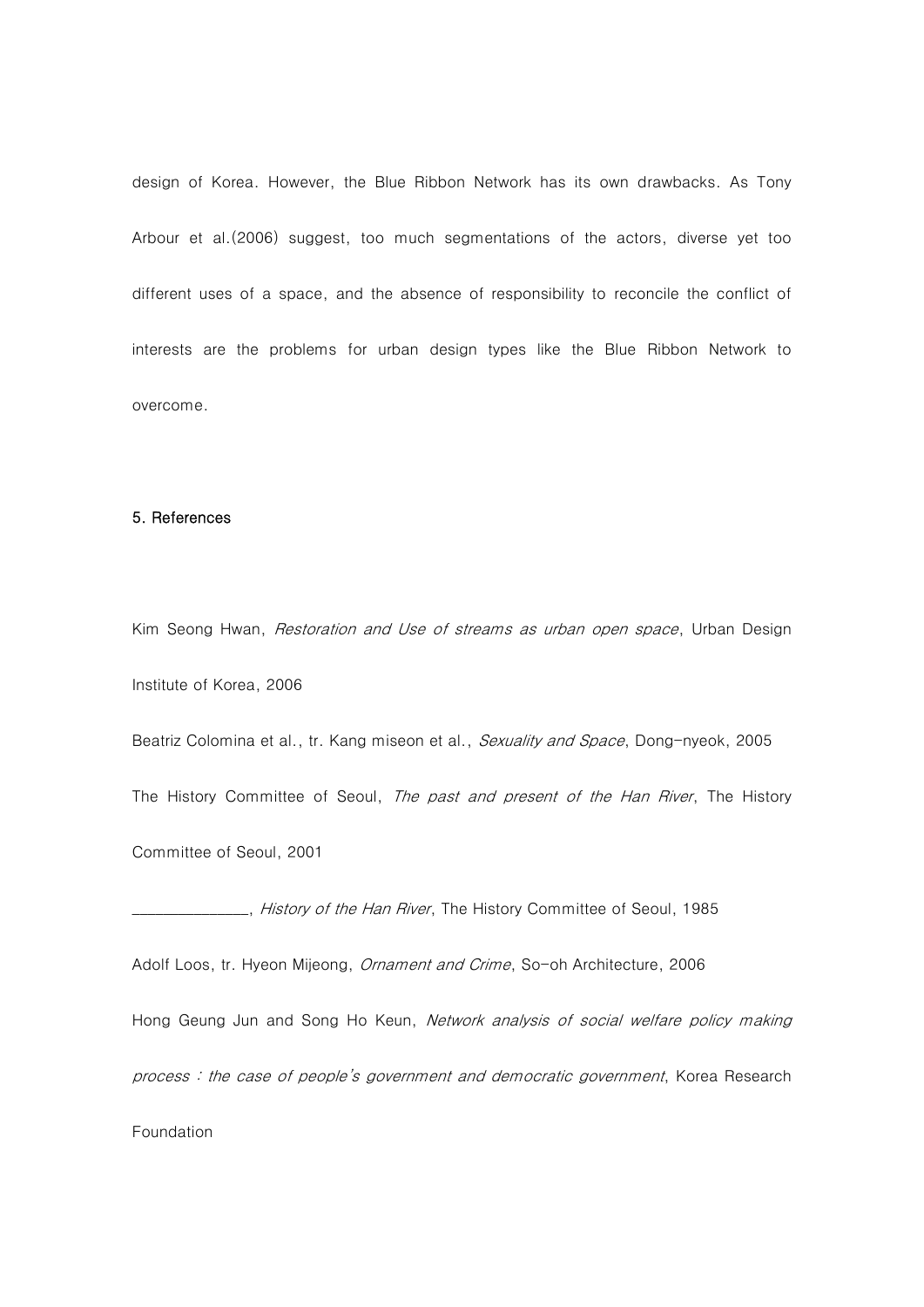design of Korea. However, the Blue Ribbon Network has its own drawbacks. As Tony Arbour et al.(2006) suggest, too much segmentations of the actors, diverse yet too different uses of a space, and the absence of responsibility to reconcile the conflict of interests are the problems for urban design types like the Blue Ribbon Network to overcome.

## 5. References

Kim Seong Hwan, *Restoration and Use of streams as urban open space*, Urban Design Institute of Korea, 2006

Beatriz Colomina et al., tr. Kang miseon et al., *Sexuality and Space*, Dong-nyeok, 2005

The History Committee of Seoul, *The past and present of the Han River*, The History Committee of Seoul, 2001

______________, *History of the Han River*, The History Committee of Seoul, 1985

Adolf Loos, tr. Hyeon Mijeong, *Ornament and Crime*, So-oh Architecture, 2006

Hong Geung Jun and Song Ho Keun, *Network analysis of social welfare policy making process : the case of people's government and democratic government*, Korea Research Foundation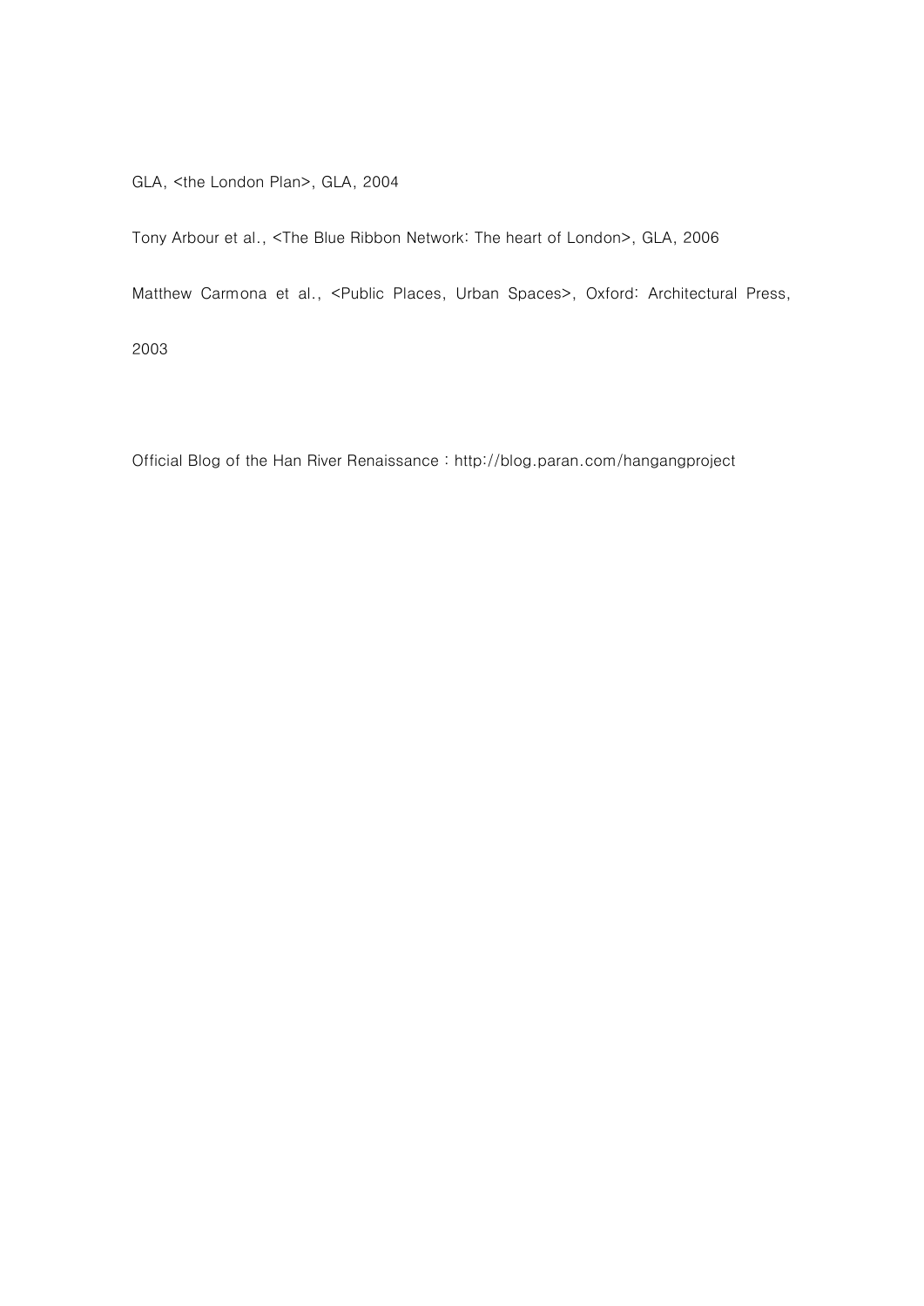GLA, <the London Plan>, GLA, 2004

Tony Arbour et al., <The Blue Ribbon Network: The heart of London>, GLA, 2006

Matthew Carmona et al., <Public Places, Urban Spaces>, Oxford: Architectural Press, 2003

Official Blog of the Han River Renaissance : http://blog.paran.com/hangangproject